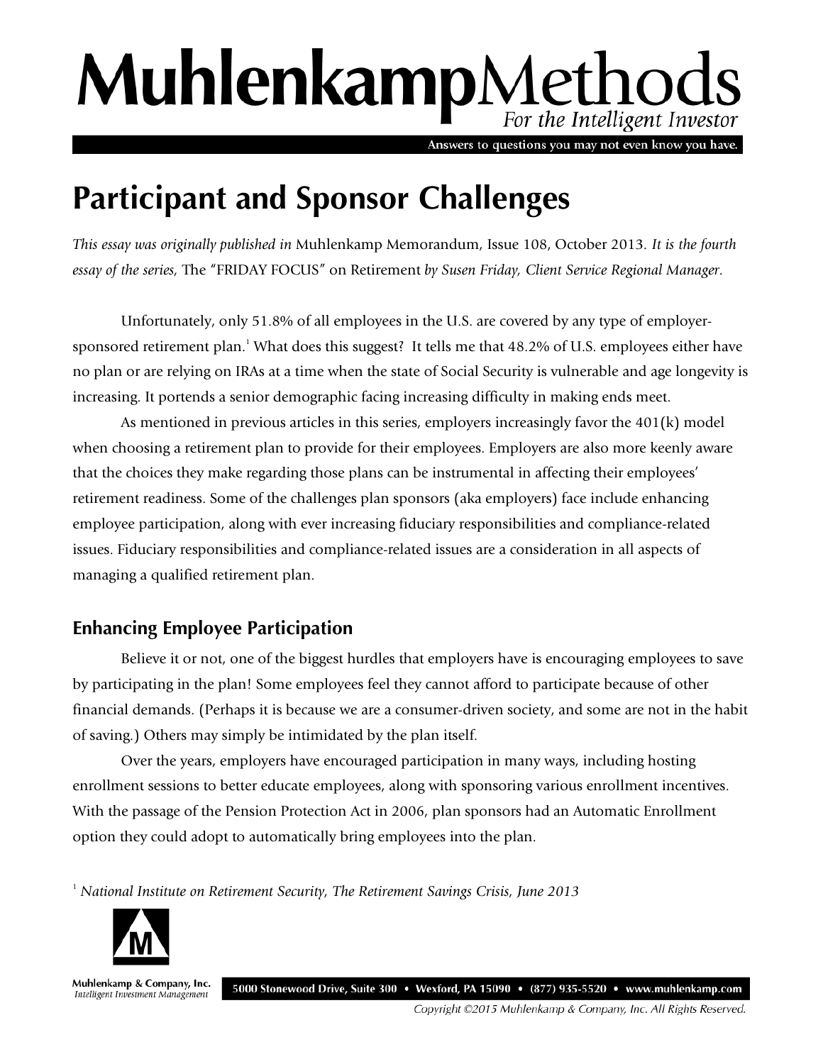# MuhlenkampMethods

*For the Intelligent Investor*

Answers to questions you may not even know you have.

# Participant and Sponsor Challenges

*This essay was originally published in* Muhlenkamp Memorandum, Issue 108, October 2013. *It is the fourth essay of the series,* The "FRIDAY FOCUS" on Retirement *by Susen Friday, Client Service Regional Manager.*

Unfortunately, only 51.8% of all employees in the U.S. are covered by any type of employer-sponsored retirement plan.[1] What does this suggest? It tells me that 48.2% of U.S. employees either have no plan or are relying on IRAs at a time when the state of Social Security is vulnerable and age longevity is increasing. It portends a senior demographic facing increasing difficulty in making ends meet.

As mentioned in previous articles in this series, employers increasingly favor the 401(k) model when choosing a retirement plan to provide for their employees. Employers are also more keenly aware that the choices they make regarding those plans can be instrumental in affecting their employees' retirement readiness. Some of the challenges plan sponsors (aka employers) face include enhancing employee participation, along with ever increasing fiduciary responsibilities and compliance-related issues. Fiduciary responsibilities and compliance-related issues are a consideration in all aspects of managing a qualified retirement plan.

## Enhancing Employee Participation

Believe it or not, one of the biggest hurdles that employers have is encouraging employees to save by participating in the plan! Some employees feel they cannot afford to participate because of other financial demands. (Perhaps it is because we are a consumer-driven society, and some are not in the habit of saving.) Others may simply be intimidated by the plan itself.

Over the years, employers have encouraged participation in many ways, including hosting enrollment sessions to better educate employees, along with sponsoring various enrollment incentives. With the passage of the Pension Protection Act in 2006, plan sponsors had an Automatic Enrollment option they could adopt to automatically bring employees into the plan.

[1] *National Institute on Retirement Security, The Retirement Savings Crisis, June 2013*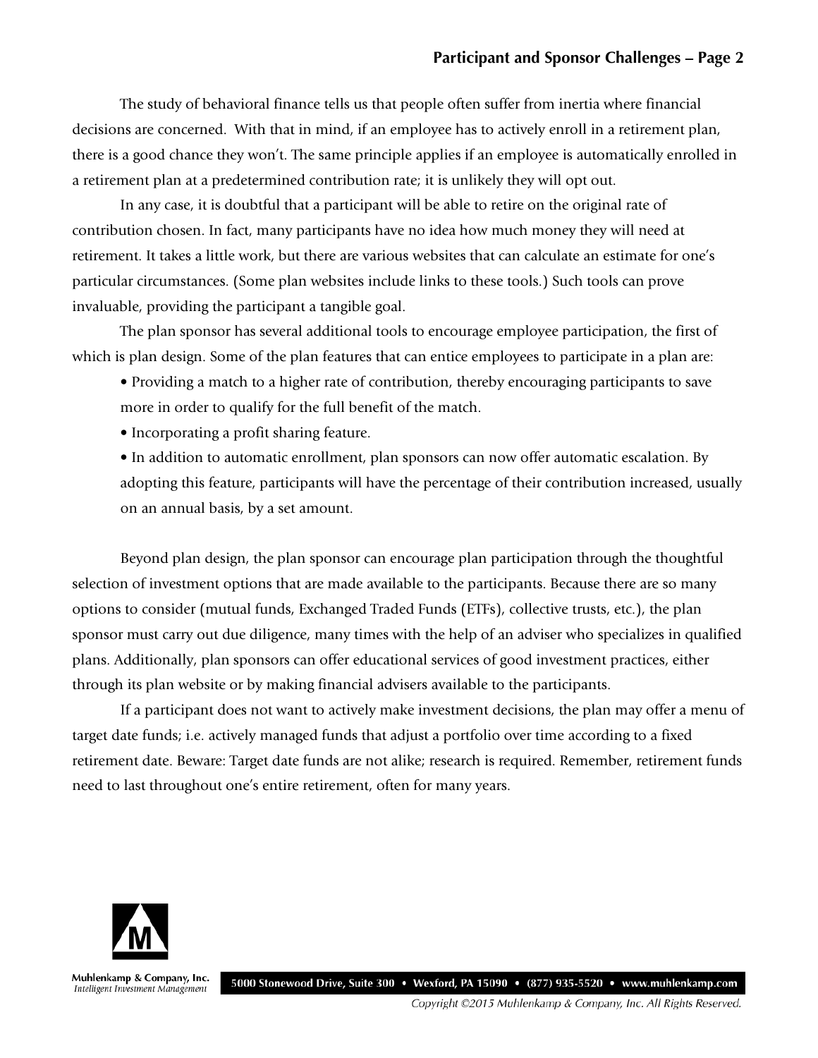The study of behavioral finance tells us that people often suffer from inertia where financial decisions are concerned. With that in mind, if an employee has to actively enroll in a retirement plan, there is a good chance they won't. The same principle applies if an employee is automatically enrolled in a retirement plan at a predetermined contribution rate; it is unlikely they will opt out.

In any case, it is doubtful that a participant will be able to retire on the original rate of contribution chosen. In fact, many participants have no idea how much money they will need at retirement. It takes a little work, but there are various websites that can calculate an estimate for one's particular circumstances. (Some plan websites include links to these tools.) Such tools can prove invaluable, providing the participant a tangible goal.

The plan sponsor has several additional tools to encourage employee participation, the first of which is plan design. Some of the plan features that can entice employees to participate in a plan are:

- Providing a match to a higher rate of contribution, thereby encouraging participants to save more in order to qualify for the full benefit of the match.
- Incorporating a profit sharing feature.
- In addition to automatic enrollment, plan sponsors can now offer automatic escalation. By adopting this feature, participants will have the percentage of their contribution increased, usually on an annual basis, by a set amount.

Beyond plan design, the plan sponsor can encourage plan participation through the thoughtful selection of investment options that are made available to the participants. Because there are so many options to consider (mutual funds, Exchanged Traded Funds (ETFs), collective trusts, etc.), the plan sponsor must carry out due diligence, many times with the help of an adviser who specializes in qualified plans. Additionally, plan sponsors can offer educational services of good investment practices, either through its plan website or by making financial advisers available to the participants.

If a participant does not want to actively make investment decisions, the plan may offer a menu of target date funds; i.e. actively managed funds that adjust a portfolio over time according to a fixed retirement date. Beware: Target date funds are not alike; research is required. Remember, retirement funds need to last throughout one's entire retirement, often for many years.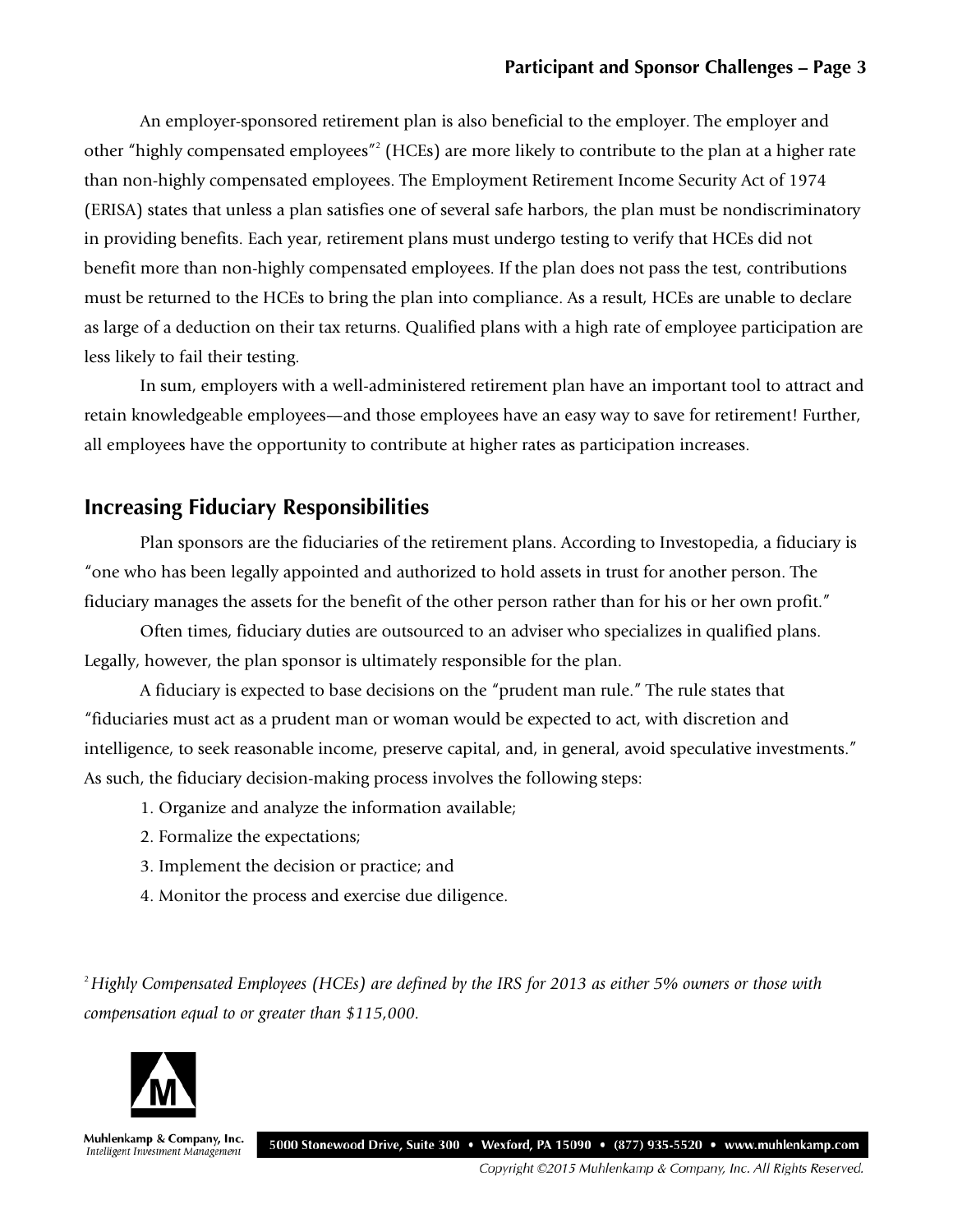An employer-sponsored retirement plan is also beneficial to the employer. The employer and other "highly compensated employees"[2] (HCEs) are more likely to contribute to the plan at a higher rate than non-highly compensated employees. The Employment Retirement Income Security Act of 1974 (ERISA) states that unless a plan satisfies one of several safe harbors, the plan must be nondiscriminatory in providing benefits. Each year, retirement plans must undergo testing to verify that HCEs did not benefit more than non-highly compensated employees. If the plan does not pass the test, contributions must be returned to the HCEs to bring the plan into compliance. As a result, HCEs are unable to declare as large of a deduction on their tax returns. Qualified plans with a high rate of employee participation are less likely to fail their testing.

In sum, employers with a well-administered retirement plan have an important tool to attract and retain knowledgeable employees—and those employees have an easy way to save for retirement! Further, all employees have the opportunity to contribute at higher rates as participation increases.

## Increasing Fiduciary Responsibilities

Plan sponsors are the fiduciaries of the retirement plans. According to Investopedia, a fiduciary is "one who has been legally appointed and authorized to hold assets in trust for another person. The fiduciary manages the assets for the benefit of the other person rather than for his or her own profit."

Often times, fiduciary duties are outsourced to an adviser who specializes in qualified plans. Legally, however, the plan sponsor is ultimately responsible for the plan.

A fiduciary is expected to base decisions on the "prudent man rule." The rule states that "fiduciaries must act as a prudent man or woman would be expected to act, with discretion and intelligence, to seek reasonable income, preserve capital, and, in general, avoid speculative investments." As such, the fiduciary decision-making process involves the following steps:

1. Organize and analyze the information available;
2. Formalize the expectations;
3. Implement the decision or practice; and
4. Monitor the process and exercise due diligence.

[2] *Highly Compensated Employees (HCEs) are defined by the IRS for 2013 as either 5% owners or those with compensation equal to or greater than $115,000.*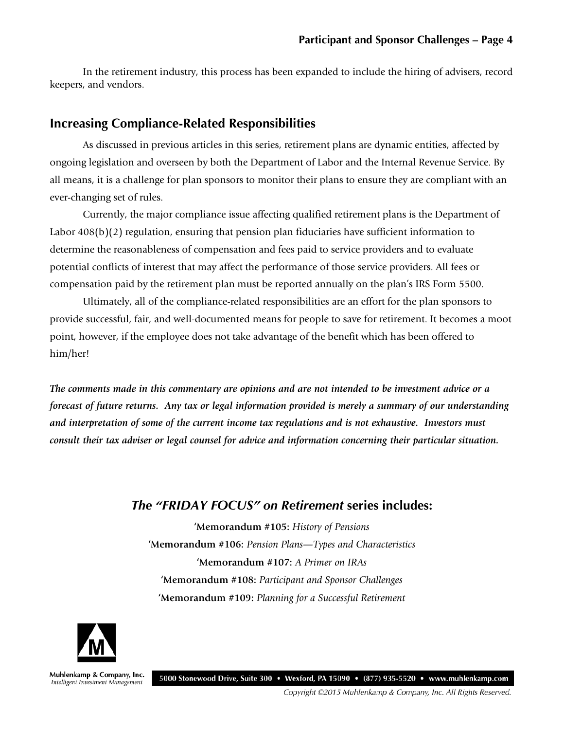In the retirement industry, this process has been expanded to include the hiring of advisers, record keepers, and vendors.

## Increasing Compliance-Related Responsibilities

As discussed in previous articles in this series, retirement plans are dynamic entities, affected by ongoing legislation and overseen by both the Department of Labor and the Internal Revenue Service. By all means, it is a challenge for plan sponsors to monitor their plans to ensure they are compliant with an ever-changing set of rules.

Currently, the major compliance issue affecting qualified retirement plans is the Department of Labor 408(b)(2) regulation, ensuring that pension plan fiduciaries have sufficient information to determine the reasonableness of compensation and fees paid to service providers and to evaluate potential conflicts of interest that may affect the performance of those service providers. All fees or compensation paid by the retirement plan must be reported annually on the plan's IRS Form 5500.

Ultimately, all of the compliance-related responsibilities are an effort for the plan sponsors to provide successful, fair, and well-documented means for people to save for retirement. It becomes a moot point, however, if the employee does not take advantage of the benefit which has been offered to him/her!

***The comments made in this commentary are opinions and are not intended to be investment advice or a forecast of future returns. Any tax or legal information provided is merely a summary of our understanding and interpretation of some of the current income tax regulations and is not exhaustive. Investors must consult their tax adviser or legal counsel for advice and information concerning their particular situation.***

## *The "FRIDAY FOCUS" on Retirement* series includes:

'**Memorandum #105:** *History of Pensions*

'**Memorandum #106:** *Pension Plans—Types and Characteristics*

'**Memorandum #107:** *A Primer on IRAs*

'**Memorandum #108:** *Participant and Sponsor Challenges*

'**Memorandum #109:** *Planning for a Successful Retirement*

Muhlenkamp & Company, Inc.
*Intelligent Investment Management*

5000 Stonewood Drive, Suite 300 • Wexford, PA 15090 • (877) 935-5520 • www.muhlenkamp.com

*Copyright ©2015 Muhlenkamp & Company, Inc. All Rights Reserved.*